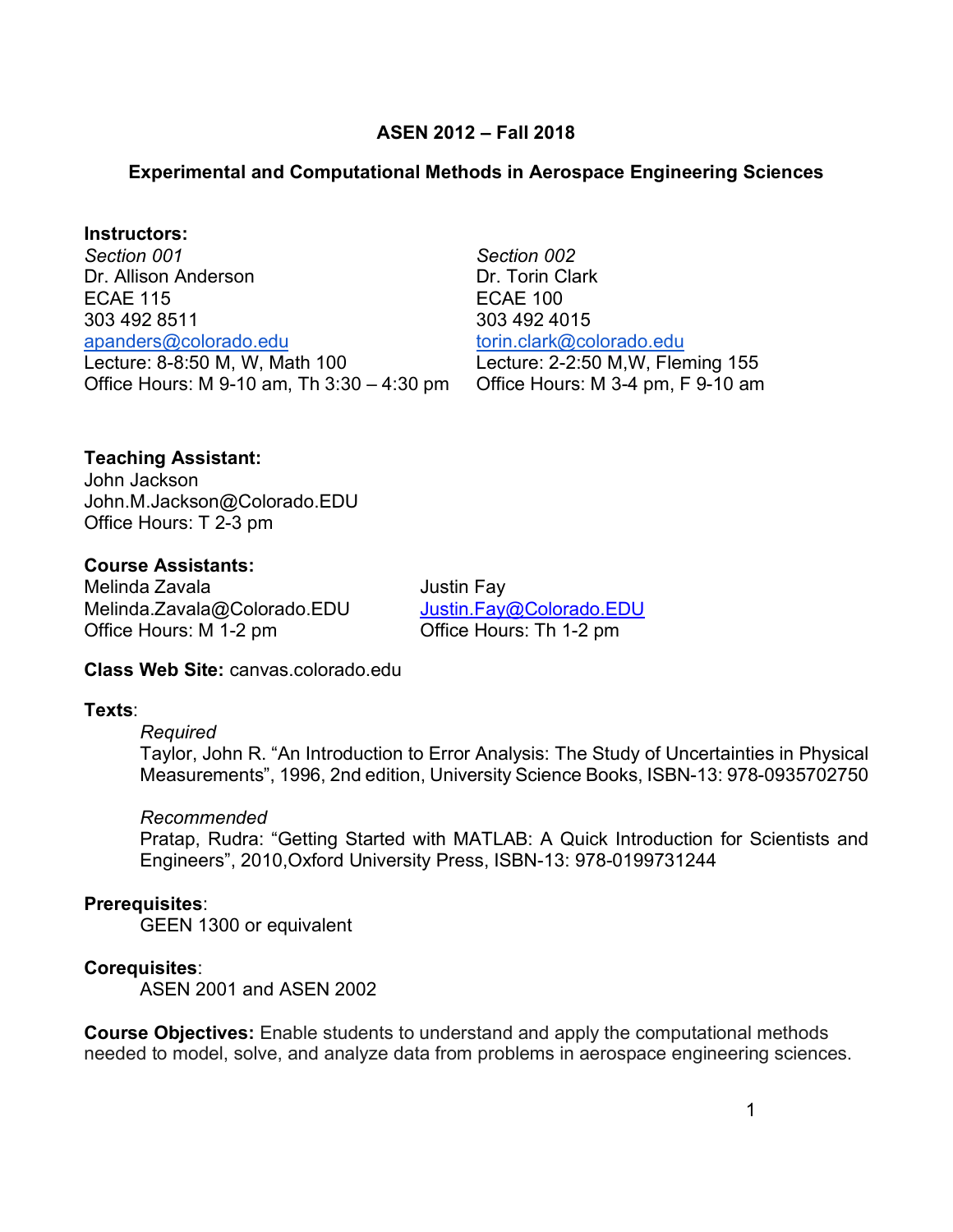# ASEN 2012 – Fall 2018

## Experimental and Computational Methods in Aerospace Engineering Sciences

**Instructors:**

*Section 001*
Dr. Allison Anderson
ECAE 115
303 492 8511
apanders@colorado.edu
Lecture: 8-8:50 M, W, Math 100
Office Hours: M 9-10 am, Th 3:30 – 4:30 pm

*Section 002*
Dr. Torin Clark
ECAE 100
303 492 4015
torin.clark@colorado.edu
Lecture: 2-2:50 M,W, Fleming 155
Office Hours: M 3-4 pm, F 9-10 am

**Teaching Assistant:**
John Jackson
John.M.Jackson@Colorado.EDU
Office Hours: T 2-3 pm

**Course Assistants:**

Melinda Zavala
Melinda.Zavala@Colorado.EDU
Office Hours: M 1-2 pm

Justin Fay
Justin.Fay@Colorado.EDU
Office Hours: Th 1-2 pm

**Class Web Site:** canvas.colorado.edu

**Texts**:

*Required*
Taylor, John R. "An Introduction to Error Analysis: The Study of Uncertainties in Physical Measurements", 1996, 2nd edition, University Science Books, ISBN-13: 978-0935702750

*Recommended*
Pratap, Rudra: "Getting Started with MATLAB: A Quick Introduction for Scientists and Engineers", 2010,Oxford University Press, ISBN-13: 978-0199731244

**Prerequisites**:
GEEN 1300 or equivalent

**Corequisites**:
ASEN 2001 and ASEN 2002

**Course Objectives:** Enable students to understand and apply the computational methods needed to model, solve, and analyze data from problems in aerospace engineering sciences.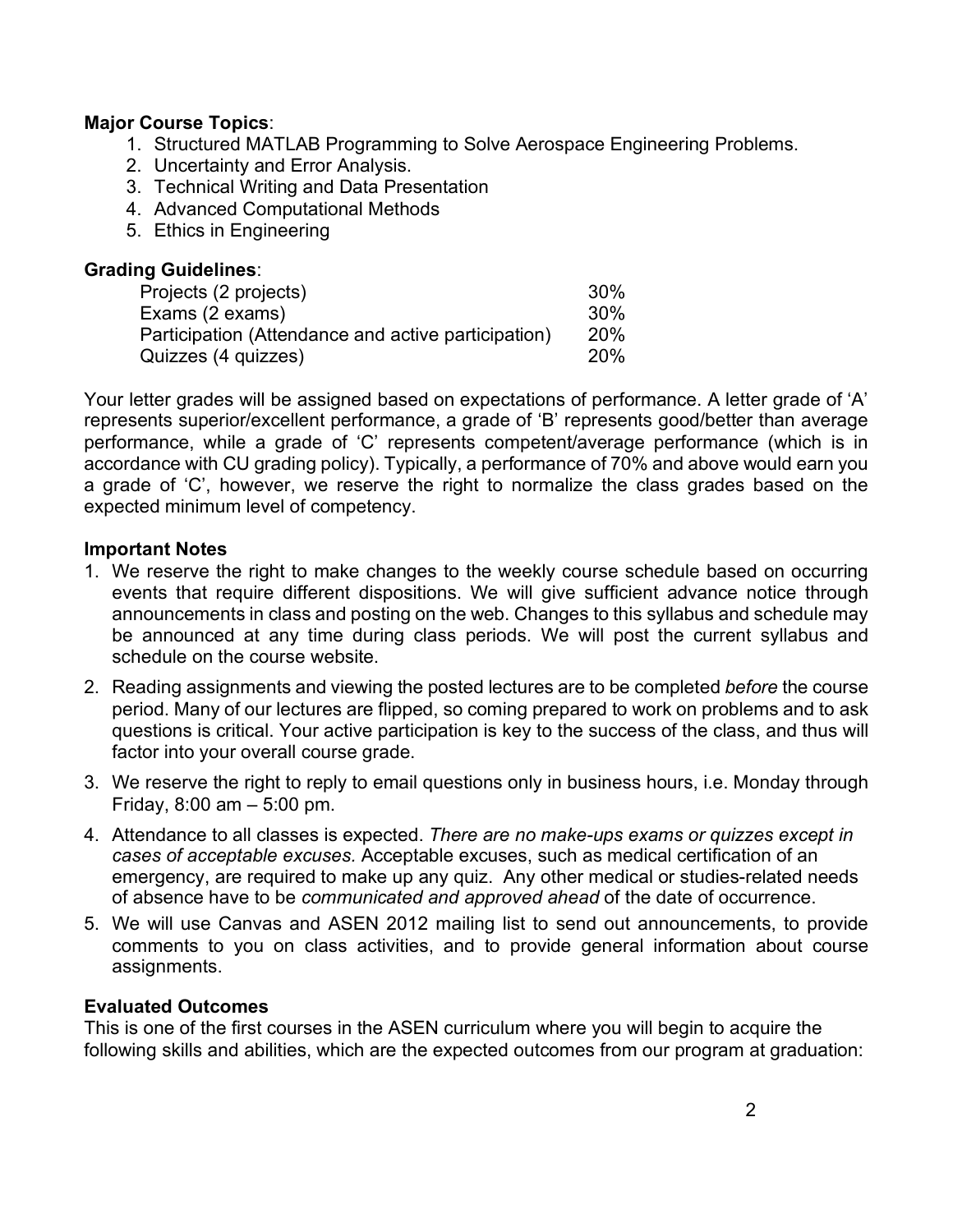**Major Course Topics**:

1. Structured MATLAB Programming to Solve Aerospace Engineering Problems.
2. Uncertainty and Error Analysis.
3. Technical Writing and Data Presentation
4. Advanced Computational Methods
5. Ethics in Engineering

**Grading Guidelines**:

| | |
|---|---|
| Projects (2 projects) | 30% |
| Exams (2 exams) | 30% |
| Participation (Attendance and active participation) | 20% |
| Quizzes (4 quizzes) | 20% |

Your letter grades will be assigned based on expectations of performance. A letter grade of 'A' represents superior/excellent performance, a grade of 'B' represents good/better than average performance, while a grade of 'C' represents competent/average performance (which is in accordance with CU grading policy). Typically, a performance of 70% and above would earn you a grade of 'C', however, we reserve the right to normalize the class grades based on the expected minimum level of competency.

**Important Notes**

1. We reserve the right to make changes to the weekly course schedule based on occurring events that require different dispositions. We will give sufficient advance notice through announcements in class and posting on the web. Changes to this syllabus and schedule may be announced at any time during class periods. We will post the current syllabus and schedule on the course website.
2. Reading assignments and viewing the posted lectures are to be completed *before* the course period. Many of our lectures are flipped, so coming prepared to work on problems and to ask questions is critical. Your active participation is key to the success of the class, and thus will factor into your overall course grade.
3. We reserve the right to reply to email questions only in business hours, i.e. Monday through Friday, 8:00 am – 5:00 pm.
4. Attendance to all classes is expected. *There are no make-ups exams or quizzes except in cases of acceptable excuses.* Acceptable excuses, such as medical certification of an emergency, are required to make up any quiz. Any other medical or studies-related needs of absence have to be *communicated and approved ahead* of the date of occurrence.
5. We will use Canvas and ASEN 2012 mailing list to send out announcements, to provide comments to you on class activities, and to provide general information about course assignments.

**Evaluated Outcomes**

This is one of the first courses in the ASEN curriculum where you will begin to acquire the following skills and abilities, which are the expected outcomes from our program at graduation: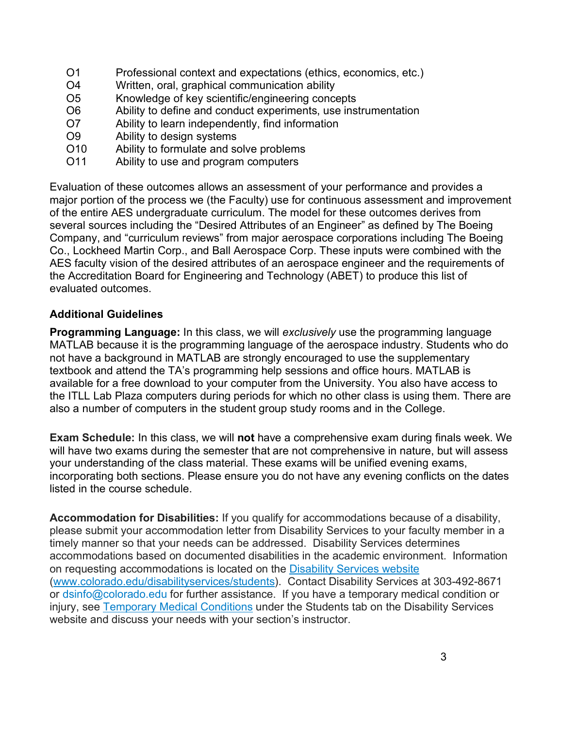| | |
|---|---|
| O1 | Professional context and expectations (ethics, economics, etc.) |
| O4 | Written, oral, graphical communication ability |
| O5 | Knowledge of key scientific/engineering concepts |
| O6 | Ability to define and conduct experiments, use instrumentation |
| O7 | Ability to learn independently, find information |
| O9 | Ability to design systems |
| O10 | Ability to formulate and solve problems |
| O11 | Ability to use and program computers |

Evaluation of these outcomes allows an assessment of your performance and provides a major portion of the process we (the Faculty) use for continuous assessment and improvement of the entire AES undergraduate curriculum. The model for these outcomes derives from several sources including the "Desired Attributes of an Engineer" as defined by The Boeing Company, and "curriculum reviews" from major aerospace corporations including The Boeing Co., Lockheed Martin Corp., and Ball Aerospace Corp. These inputs were combined with the AES faculty vision of the desired attributes of an aerospace engineer and the requirements of the Accreditation Board for Engineering and Technology (ABET) to produce this list of evaluated outcomes.

**Additional Guidelines**

**Programming Language:** In this class, we will *exclusively* use the programming language MATLAB because it is the programming language of the aerospace industry. Students who do not have a background in MATLAB are strongly encouraged to use the supplementary textbook and attend the TA's programming help sessions and office hours. MATLAB is available for a free download to your computer from the University. You also have access to the ITLL Lab Plaza computers during periods for which no other class is using them. There are also a number of computers in the student group study rooms and in the College.

**Exam Schedule:** In this class, we will **not** have a comprehensive exam during finals week. We will have two exams during the semester that are not comprehensive in nature, but will assess your understanding of the class material. These exams will be unified evening exams, incorporating both sections. Please ensure you do not have any evening conflicts on the dates listed in the course schedule.

**Accommodation for Disabilities:** If you qualify for accommodations because of a disability, please submit your accommodation letter from Disability Services to your faculty member in a timely manner so that your needs can be addressed. Disability Services determines accommodations based on documented disabilities in the academic environment. Information on requesting accommodations is located on the Disability Services website (www.colorado.edu/disabilityservices/students). Contact Disability Services at 303-492-8671 or dsinfo@colorado.edu for further assistance. If you have a temporary medical condition or injury, see Temporary Medical Conditions under the Students tab on the Disability Services website and discuss your needs with your section's instructor.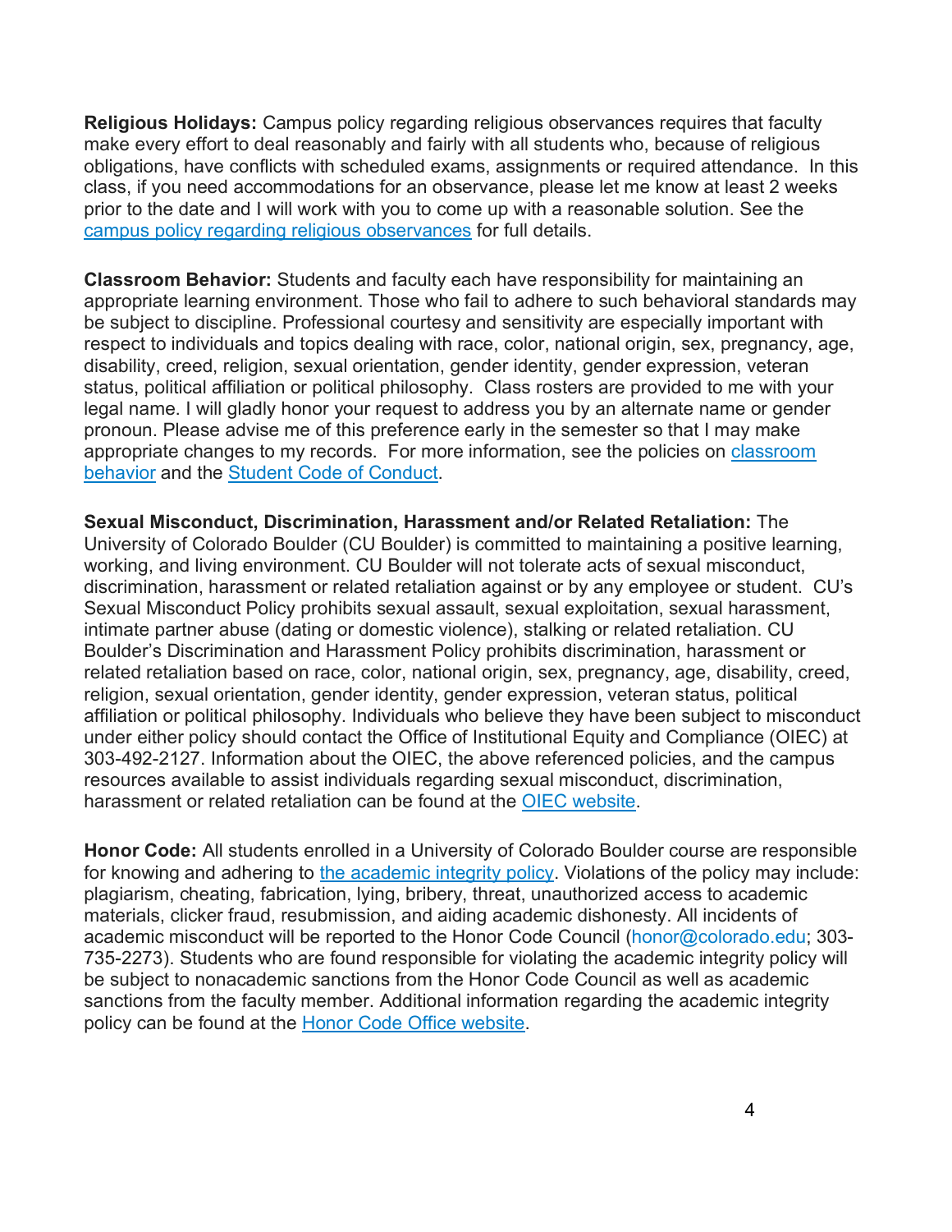**Religious Holidays:** Campus policy regarding religious observances requires that faculty make every effort to deal reasonably and fairly with all students who, because of religious obligations, have conflicts with scheduled exams, assignments or required attendance. In this class, if you need accommodations for an observance, please let me know at least 2 weeks prior to the date and I will work with you to come up with a reasonable solution. See the campus policy regarding religious observances for full details.

**Classroom Behavior:** Students and faculty each have responsibility for maintaining an appropriate learning environment. Those who fail to adhere to such behavioral standards may be subject to discipline. Professional courtesy and sensitivity are especially important with respect to individuals and topics dealing with race, color, national origin, sex, pregnancy, age, disability, creed, religion, sexual orientation, gender identity, gender expression, veteran status, political affiliation or political philosophy. Class rosters are provided to me with your legal name. I will gladly honor your request to address you by an alternate name or gender pronoun. Please advise me of this preference early in the semester so that I may make appropriate changes to my records. For more information, see the policies on classroom behavior and the Student Code of Conduct.

**Sexual Misconduct, Discrimination, Harassment and/or Related Retaliation:** The University of Colorado Boulder (CU Boulder) is committed to maintaining a positive learning, working, and living environment. CU Boulder will not tolerate acts of sexual misconduct, discrimination, harassment or related retaliation against or by any employee or student. CU's Sexual Misconduct Policy prohibits sexual assault, sexual exploitation, sexual harassment, intimate partner abuse (dating or domestic violence), stalking or related retaliation. CU Boulder's Discrimination and Harassment Policy prohibits discrimination, harassment or related retaliation based on race, color, national origin, sex, pregnancy, age, disability, creed, religion, sexual orientation, gender identity, gender expression, veteran status, political affiliation or political philosophy. Individuals who believe they have been subject to misconduct under either policy should contact the Office of Institutional Equity and Compliance (OIEC) at 303-492-2127. Information about the OIEC, the above referenced policies, and the campus resources available to assist individuals regarding sexual misconduct, discrimination, harassment or related retaliation can be found at the OIEC website.

**Honor Code:** All students enrolled in a University of Colorado Boulder course are responsible for knowing and adhering to the academic integrity policy. Violations of the policy may include: plagiarism, cheating, fabrication, lying, bribery, threat, unauthorized access to academic materials, clicker fraud, resubmission, and aiding academic dishonesty. All incidents of academic misconduct will be reported to the Honor Code Council (honor@colorado.edu; 303-735-2273). Students who are found responsible for violating the academic integrity policy will be subject to nonacademic sanctions from the Honor Code Council as well as academic sanctions from the faculty member. Additional information regarding the academic integrity policy can be found at the Honor Code Office website.